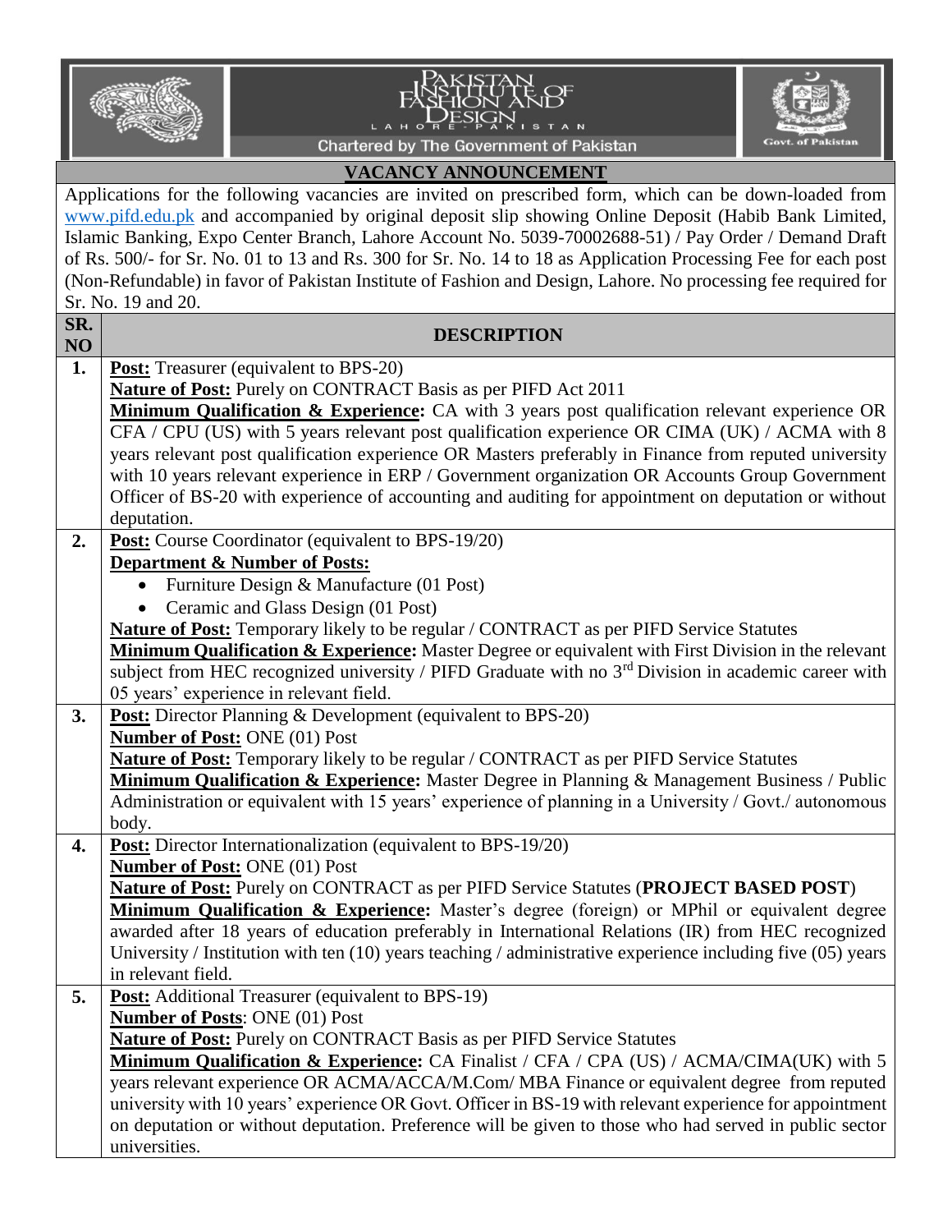# PAKISTAN INSTITUTE OF FASHION AND DESIGN

LAHORE - PAKISTAN

Chartered by The Government of Pakistan

Govt. of Pakistan

## VACANCY ANNOUNCEMENT

Applications for the following vacancies are invited on prescribed form, which can be down-loaded from www.pifd.edu.pk and accompanied by original deposit slip showing Online Deposit (Habib Bank Limited, Islamic Banking, Expo Center Branch, Lahore Account No. 5039-70002688-51) / Pay Order / Demand Draft of Rs. 500/- for Sr. No. 01 to 13 and Rs. 300 for Sr. No. 14 to 18 as Application Processing Fee for each post (Non-Refundable) in favor of Pakistan Institute of Fashion and Design, Lahore. No processing fee required for Sr. No. 19 and 20.

| SR. NO | DESCRIPTION |
|---|---|
| 1. | **Post:** Treasurer (equivalent to BPS-20)<br>**Nature of Post:** Purely on CONTRACT Basis as per PIFD Act 2011<br>**Minimum Qualification & Experience:** CA with 3 years post qualification relevant experience OR CFA / CPU (US) with 5 years relevant post qualification experience OR CIMA (UK) / ACMA with 8 years relevant post qualification experience OR Masters preferably in Finance from reputed university with 10 years relevant experience in ERP / Government organization OR Accounts Group Government Officer of BS-20 with experience of accounting and auditing for appointment on deputation or without deputation. |
| 2. | **Post:** Course Coordinator (equivalent to BPS-19/20)<br>**Department & Number of Posts:**<br>• Furniture Design & Manufacture (01 Post)<br>• Ceramic and Glass Design (01 Post)<br>**Nature of Post:** Temporary likely to be regular / CONTRACT as per PIFD Service Statutes<br>**Minimum Qualification & Experience:** Master Degree or equivalent with First Division in the relevant subject from HEC recognized university / PIFD Graduate with no 3rd Division in academic career with 05 years' experience in relevant field. |
| 3. | **Post:** Director Planning & Development (equivalent to BPS-20)<br>**Number of Post:** ONE (01) Post<br>**Nature of Post:** Temporary likely to be regular / CONTRACT as per PIFD Service Statutes<br>**Minimum Qualification & Experience:** Master Degree in Planning & Management Business / Public Administration or equivalent with 15 years' experience of planning in a University / Govt./ autonomous body. |
| 4. | **Post:** Director Internationalization (equivalent to BPS-19/20)<br>**Number of Post:** ONE (01) Post<br>**Nature of Post:** Purely on CONTRACT as per PIFD Service Statutes (**PROJECT BASED POST**)<br>**Minimum Qualification & Experience:** Master's degree (foreign) or MPhil or equivalent degree awarded after 18 years of education preferably in International Relations (IR) from HEC recognized University / Institution with ten (10) years teaching / administrative experience including five (05) years in relevant field. |
| 5. | **Post:** Additional Treasurer (equivalent to BPS-19)<br>**Number of Posts**: ONE (01) Post<br>**Nature of Post:** Purely on CONTRACT Basis as per PIFD Service Statutes<br>**Minimum Qualification & Experience:** CA Finalist / CFA / CPA (US) / ACMA/CIMA(UK) with 5 years relevant experience OR ACMA/ACCA/M.Com/ MBA Finance or equivalent degree from reputed university with 10 years' experience OR Govt. Officer in BS-19 with relevant experience for appointment on deputation or without deputation. Preference will be given to those who had served in public sector universities. |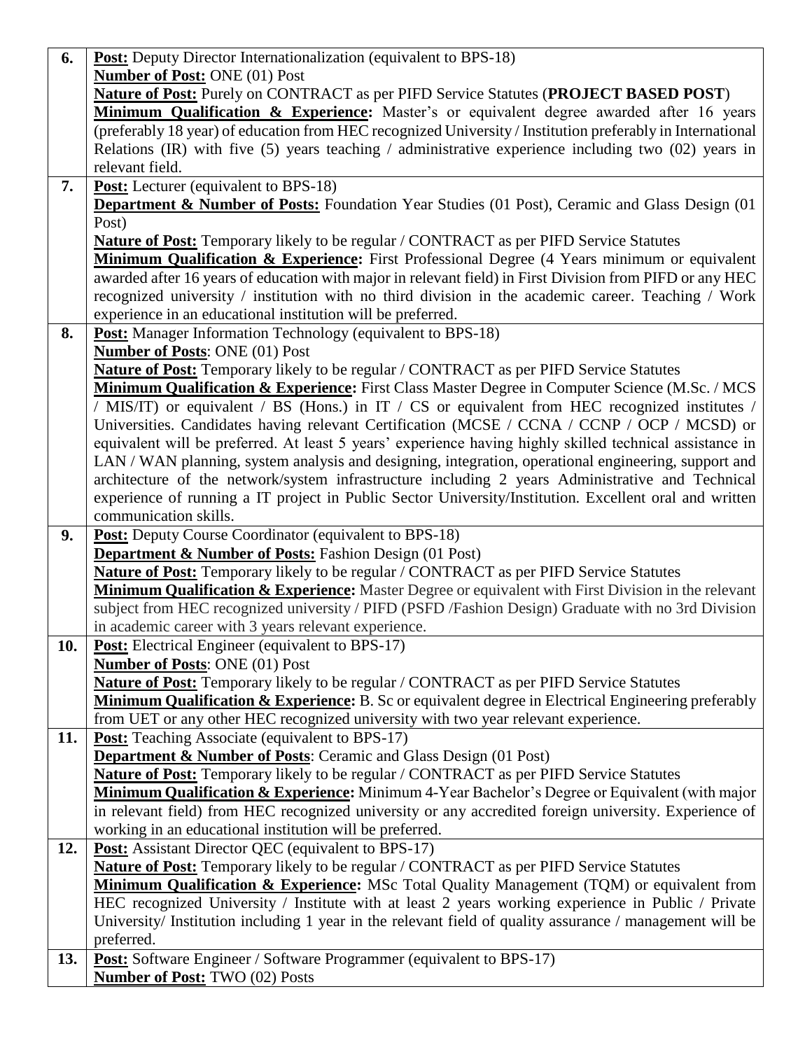| | |
|---|---|
| **6.** | **Post:** Deputy Director Internationalization (equivalent to BPS-18)<br>**Number of Post:** ONE (01) Post<br>**Nature of Post:** Purely on CONTRACT as per PIFD Service Statutes (**PROJECT BASED POST**)<br>**Minimum Qualification & Experience:** Master's or equivalent degree awarded after 16 years (preferably 18 year) of education from HEC recognized University / Institution preferably in International Relations (IR) with five (5) years teaching / administrative experience including two (02) years in relevant field. |
| **7.** | **Post:** Lecturer (equivalent to BPS-18)<br>**Department & Number of Posts:** Foundation Year Studies (01 Post), Ceramic and Glass Design (01 Post)<br>**Nature of Post:** Temporary likely to be regular / CONTRACT as per PIFD Service Statutes<br>**Minimum Qualification & Experience:** First Professional Degree (4 Years minimum or equivalent awarded after 16 years of education with major in relevant field) in First Division from PIFD or any HEC recognized university / institution with no third division in the academic career. Teaching / Work experience in an educational institution will be preferred. |
| **8.** | **Post:** Manager Information Technology (equivalent to BPS-18)<br>**Number of Posts**: ONE (01) Post<br>**Nature of Post:** Temporary likely to be regular / CONTRACT as per PIFD Service Statutes<br>**Minimum Qualification & Experience:** First Class Master Degree in Computer Science (M.Sc. / MCS / MIS/IT) or equivalent / BS (Hons.) in IT / CS or equivalent from HEC recognized institutes / Universities. Candidates having relevant Certification (MCSE / CCNA / CCNP / OCP / MCSD) or equivalent will be preferred. At least 5 years' experience having highly skilled technical assistance in LAN / WAN planning, system analysis and designing, integration, operational engineering, support and architecture of the network/system infrastructure including 2 years Administrative and Technical experience of running a IT project in Public Sector University/Institution. Excellent oral and written communication skills. |
| **9.** | **Post:** Deputy Course Coordinator (equivalent to BPS-18)<br>**Department & Number of Posts:** Fashion Design (01 Post)<br>**Nature of Post:** Temporary likely to be regular / CONTRACT as per PIFD Service Statutes<br>**Minimum Qualification & Experience:** Master Degree or equivalent with First Division in the relevant subject from HEC recognized university / PIFD (PSFD /Fashion Design) Graduate with no 3rd Division in academic career with 3 years relevant experience. |
| **10.** | **Post:** Electrical Engineer (equivalent to BPS-17)<br>**Number of Posts**: ONE (01) Post<br>**Nature of Post:** Temporary likely to be regular / CONTRACT as per PIFD Service Statutes<br>**Minimum Qualification & Experience:** B. Sc or equivalent degree in Electrical Engineering preferably from UET or any other HEC recognized university with two year relevant experience. |
| **11.** | **Post:** Teaching Associate (equivalent to BPS-17)<br>**Department & Number of Posts**: Ceramic and Glass Design (01 Post)<br>**Nature of Post:** Temporary likely to be regular / CONTRACT as per PIFD Service Statutes<br>**Minimum Qualification & Experience:** Minimum 4-Year Bachelor's Degree or Equivalent (with major in relevant field) from HEC recognized university or any accredited foreign university. Experience of working in an educational institution will be preferred. |
| **12.** | **Post:** Assistant Director QEC (equivalent to BPS-17)<br>**Nature of Post:** Temporary likely to be regular / CONTRACT as per PIFD Service Statutes<br>**Minimum Qualification & Experience:** MSc Total Quality Management (TQM) or equivalent from HEC recognized University / Institute with at least 2 years working experience in Public / Private University/ Institution including 1 year in the relevant field of quality assurance / management will be preferred. |
| **13.** | **Post:** Software Engineer / Software Programmer (equivalent to BPS-17)<br>**Number of Post:** TWO (02) Posts |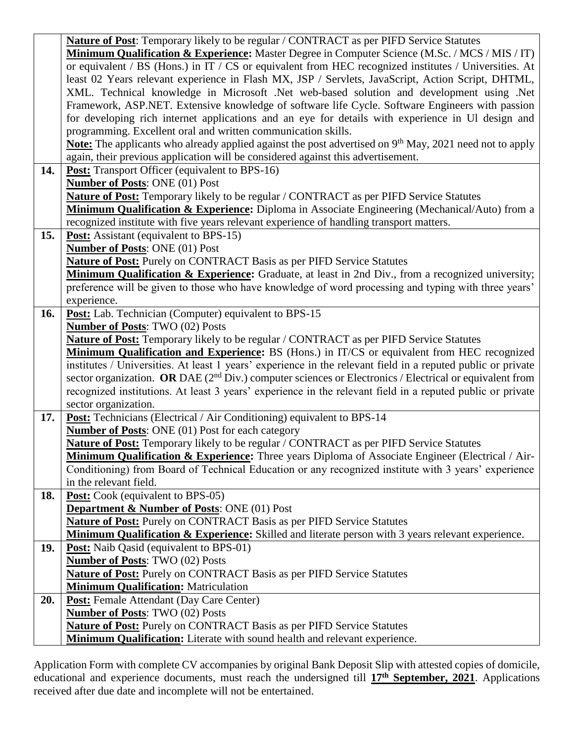| | |
|---|---|
| | **Nature of Post**: Temporary likely to be regular / CONTRACT as per PIFD Service Statutes<br>**Minimum Qualification & Experience:** Master Degree in Computer Science (M.Sc. / MCS / MIS / IT) or equivalent / BS (Hons.) in IT / CS or equivalent from HEC recognized institutes / Universities. At least 02 Years relevant experience in Flash MX, JSP / Servlets, JavaScript, Action Script, DHTML, XML. Technical knowledge in Microsoft .Net web-based solution and development using .Net Framework, ASP.NET. Extensive knowledge of software life Cycle. Software Engineers with passion for developing rich internet applications and an eye for details with experience in Ul design and programming. Excellent oral and written communication skills.<br>**Note:** The applicants who already applied against the post advertised on 9th May, 2021 need not to apply again, their previous application will be considered against this advertisement. |
| **14.** | **Post:** Transport Officer (equivalent to BPS-16)<br>**Number of Posts**: ONE (01) Post<br>**Nature of Post:** Temporary likely to be regular / CONTRACT as per PIFD Service Statutes<br>**Minimum Qualification & Experience:** Diploma in Associate Engineering (Mechanical/Auto) from a recognized institute with five years relevant experience of handling transport matters. |
| **15.** | **Post:** Assistant (equivalent to BPS-15)<br>**Number of Posts**: ONE (01) Post<br>**Nature of Post:** Purely on CONTRACT Basis as per PIFD Service Statutes<br>**Minimum Qualification & Experience:** Graduate, at least in 2nd Div., from a recognized university; preference will be given to those who have knowledge of word processing and typing with three years' experience. |
| **16.** | **Post:** Lab. Technician (Computer) equivalent to BPS-15<br>**Number of Posts**: TWO (02) Posts<br>**Nature of Post:** Temporary likely to be regular / CONTRACT as per PIFD Service Statutes<br>**Minimum Qualification and Experience:** BS (Hons.) in IT/CS or equivalent from HEC recognized institutes / Universities. At least 1 years' experience in the relevant field in a reputed public or private sector organization. **OR** DAE (2nd Div.) computer sciences or Electronics / Electrical or equivalent from recognized institutions. At least 3 years' experience in the relevant field in a reputed public or private sector organization. |
| **17.** | **Post:** Technicians (Electrical / Air Conditioning) equivalent to BPS-14<br>**Number of Posts**: ONE (01) Post for each category<br>**Nature of Post:** Temporary likely to be regular / CONTRACT as per PIFD Service Statutes<br>**Minimum Qualification & Experience:** Three years Diploma of Associate Engineer (Electrical / Air-Conditioning) from Board of Technical Education or any recognized institute with 3 years' experience in the relevant field. |
| **18.** | **Post:** Cook (equivalent to BPS-05)<br>**Department & Number of Posts**: ONE (01) Post<br>**Nature of Post:** Purely on CONTRACT Basis as per PIFD Service Statutes<br>**Minimum Qualification & Experience:** Skilled and literate person with 3 years relevant experience. |
| **19.** | **Post:** Naib Qasid (equivalent to BPS-01)<br>**Number of Posts**: TWO (02) Posts<br>**Nature of Post:** Purely on CONTRACT Basis as per PIFD Service Statutes<br>**Minimum Qualification:** Matriculation |
| **20.** | **Post:** Female Attendant (Day Care Center)<br>**Number of Posts**: TWO (02) Posts<br>**Nature of Post:** Purely on CONTRACT Basis as per PIFD Service Statutes<br>**Minimum Qualification:** Literate with sound health and relevant experience. |

Application Form with complete CV accompanies by original Bank Deposit Slip with attested copies of domicile, educational and experience documents, must reach the undersigned till **17th September, 2021**. Applications received after due date and incomplete will not be entertained.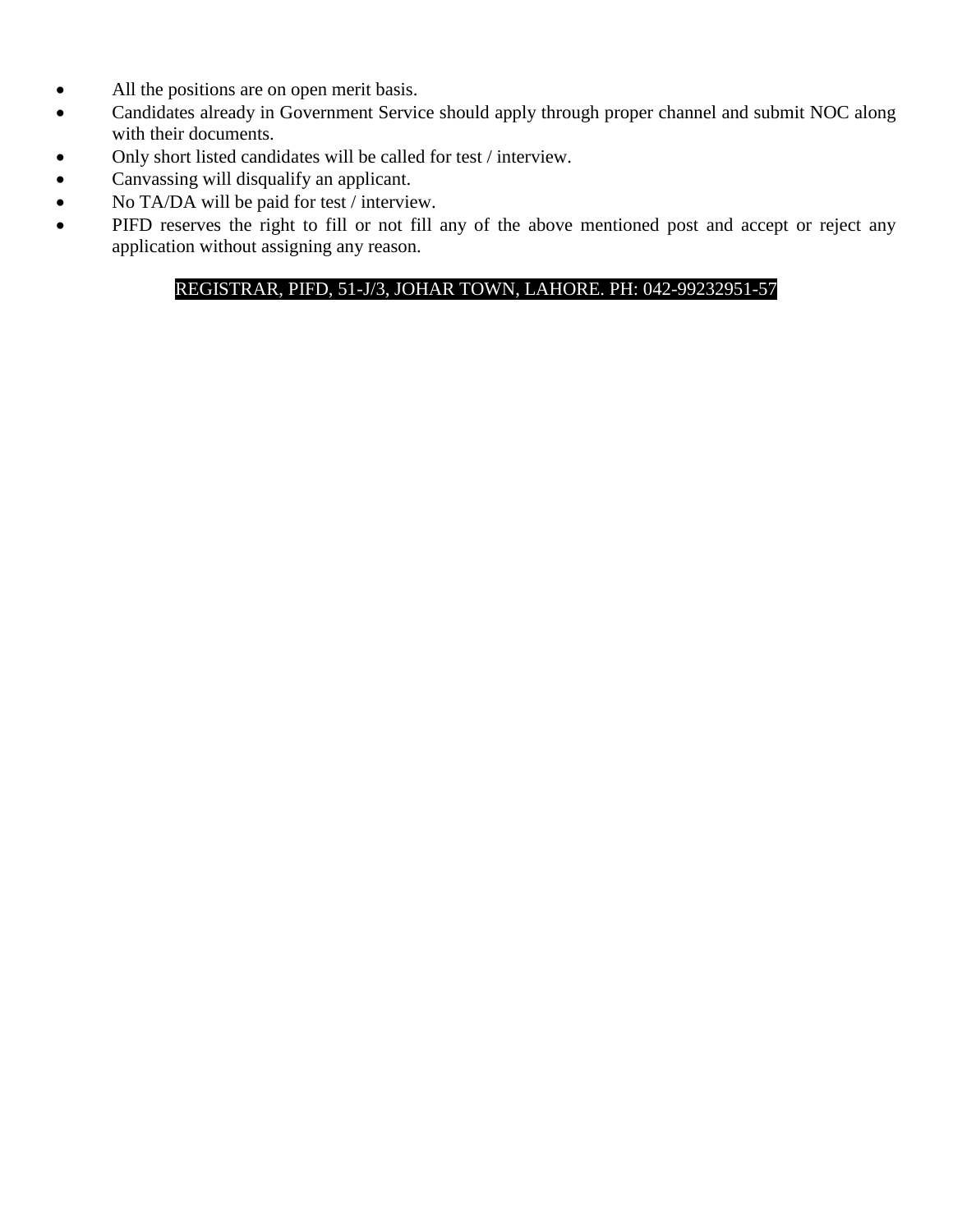- All the positions are on open merit basis.
- Candidates already in Government Service should apply through proper channel and submit NOC along with their documents.
- Only short listed candidates will be called for test / interview.
- Canvassing will disqualify an applicant.
- No TA/DA will be paid for test / interview.
- PIFD reserves the right to fill or not fill any of the above mentioned post and accept or reject any application without assigning any reason.

REGISTRAR, PIFD, 51-J/3, JOHAR TOWN, LAHORE. PH: 042-99232951-57